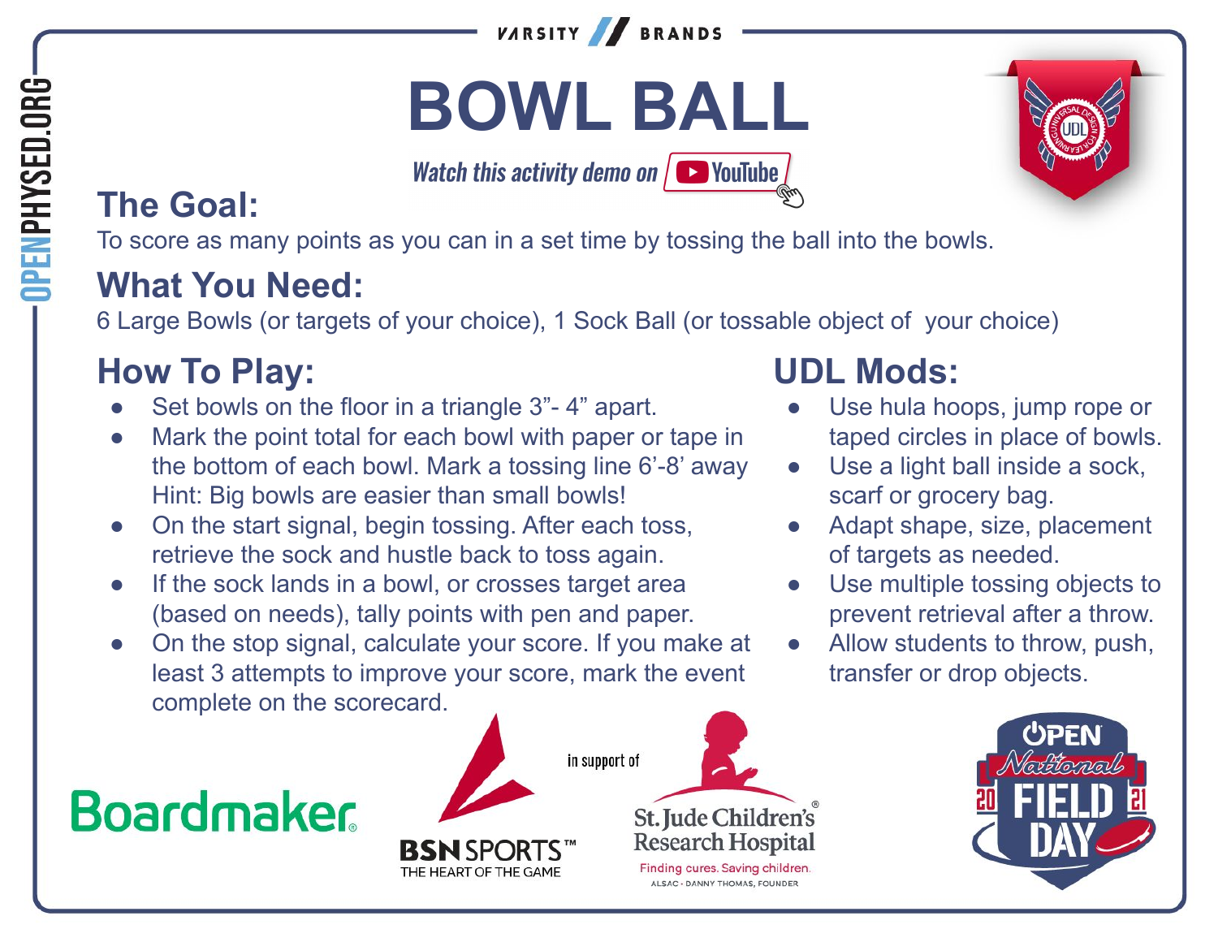VARSITY BRANDS

# BOWL BALL

*Watch this activity demo on YouTube*

## The Goal:

To score as many points as you can in a set time by tossing the ball into the bowls.

## What You Need:

6 Large Bowls (or targets of your choice), 1 Sock Ball (or tossable object of your choice)

## How To Play:

- Set bowls on the floor in a triangle 3”- 4” apart.
- Mark the point total for each bowl with paper or tape in the bottom of each bowl. Mark a tossing line 6’-8’ away Hint: Big bowls are easier than small bowls!
- On the start signal, begin tossing. After each toss, retrieve the sock and hustle back to toss again.
- If the sock lands in a bowl, or crosses target area (based on needs), tally points with pen and paper.
- On the stop signal, calculate your score. If you make at least 3 attempts to improve your score, mark the event complete on the scorecard.

## UDL Mods:

- Use hula hoops, jump rope or taped circles in place of bowls.
- Use a light ball inside a sock, scarf or grocery bag.
- Adapt shape, size, placement of targets as needed.
- Use multiple tossing objects to prevent retrieval after a throw.
- Allow students to throw, push, transfer or drop objects.

Boardmaker | BSN SPORTS THE HEART OF THE GAME | in support of St. Jude Children's Research Hospital – Finding cures. Saving children. ALSAC · DANNY THOMAS, FOUNDER | OPEN National Field Day 2021

OPENPHYSED.ORG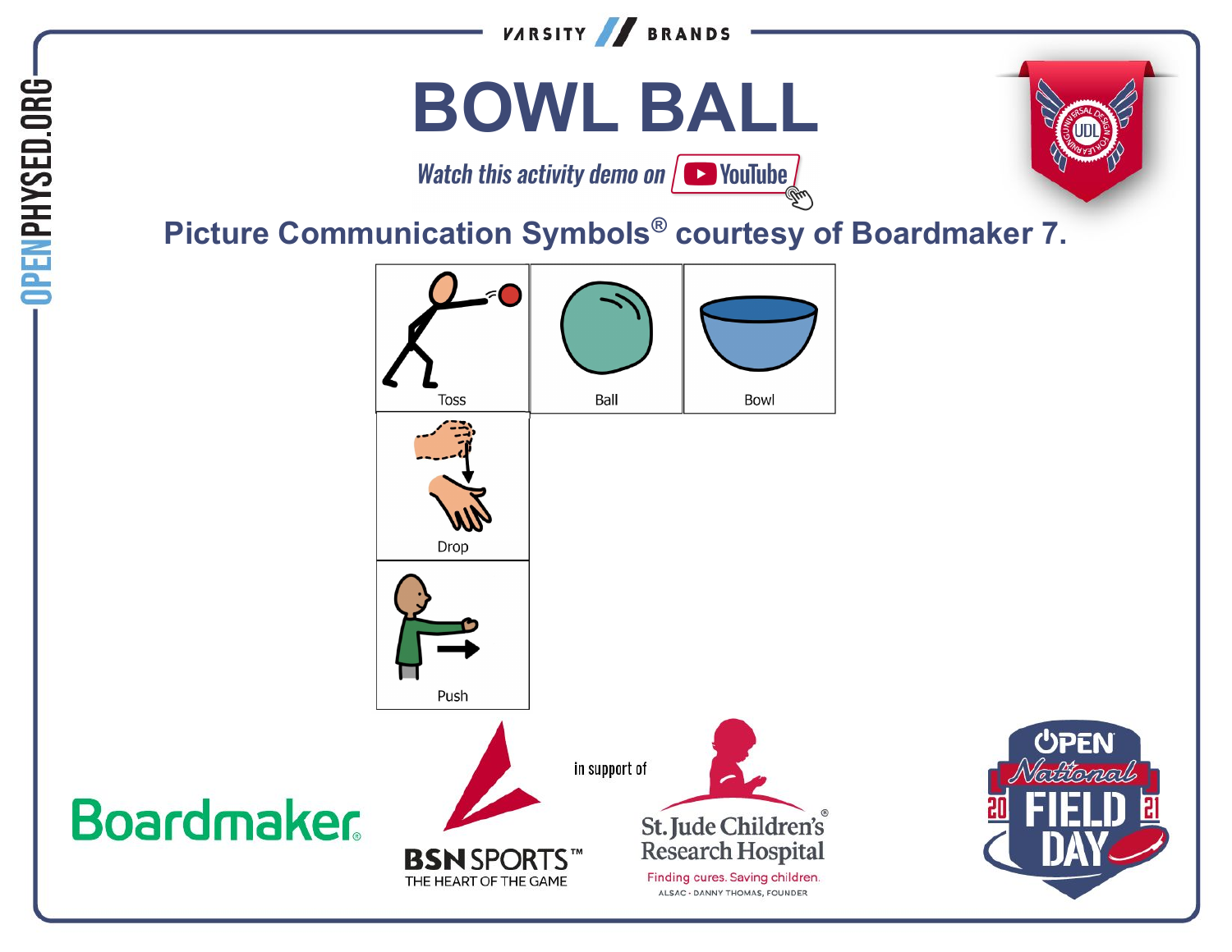VARSITY BRANDS

# BOWL BALL

*Watch this activity demo on* YouTube

## Picture Communication Symbols® courtesy of Boardmaker 7.

| | | |
|---|---|---|
| Toss | Ball | Bowl |
| Drop | | |
| Push | | |

in support of

Boardmaker

BSN SPORTS™ THE HEART OF THE GAME

St. Jude Children's Research Hospital®
Finding cures. Saving children.
ALSAC · DANNY THOMAS, FOUNDER

OPEN National FIELD DAY 2021

OPENPHYSED.ORG